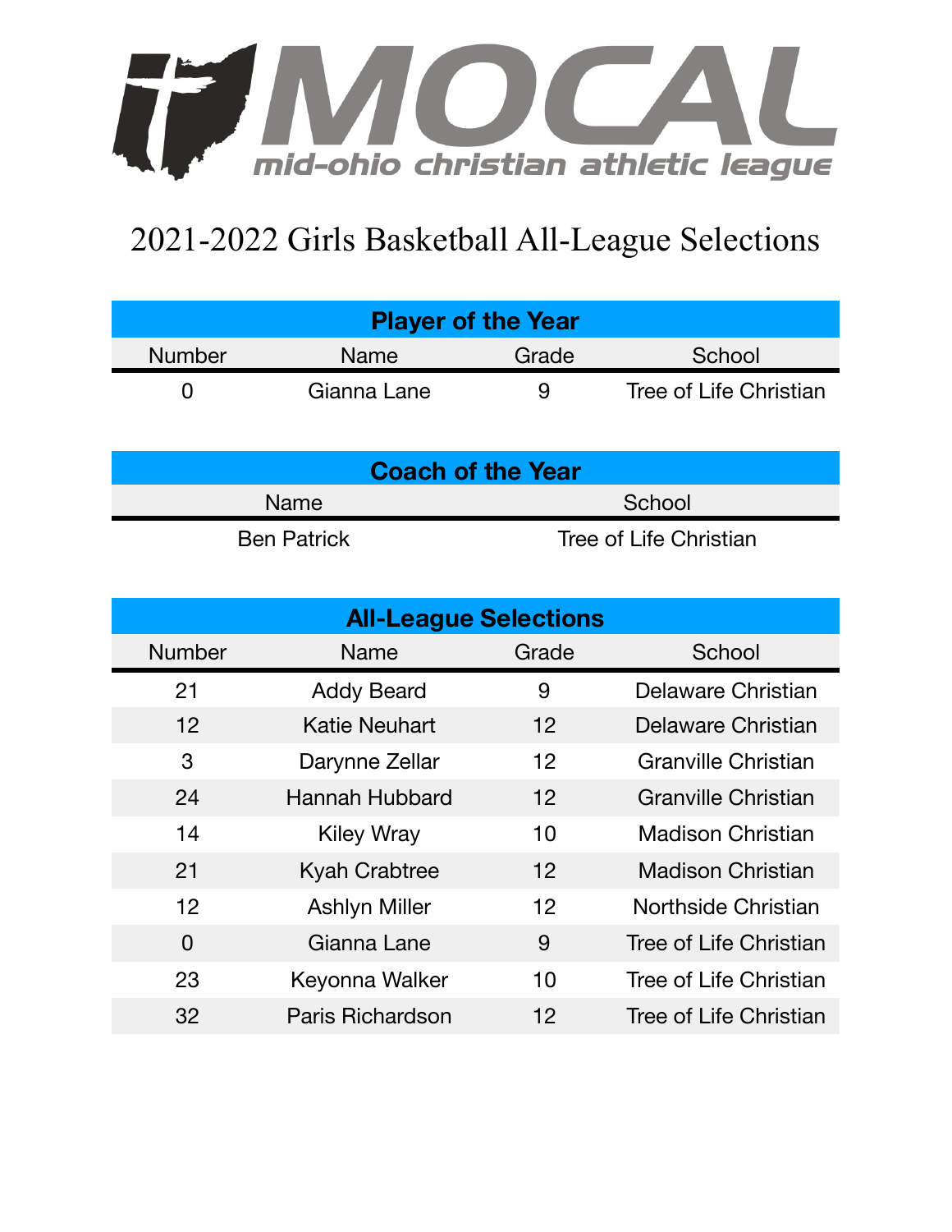MOCAL

mid-ohio christian athletic league

# 2021-2022 Girls Basketball All-League Selections

| Player of the Year | | | |
|---|---|---|---|
| Number | Name | Grade | School |
| 0 | Gianna Lane | 9 | Tree of Life Christian |

| Coach of the Year | |
|---|---|
| Name | School |
| Ben Patrick | Tree of Life Christian |

| All-League Selections | | | |
|---|---|---|---|
| Number | Name | Grade | School |
| 21 | Addy Beard | 9 | Delaware Christian |
| 12 | Katie Neuhart | 12 | Delaware Christian |
| 3 | Darynne Zellar | 12 | Granville Christian |
| 24 | Hannah Hubbard | 12 | Granville Christian |
| 14 | Kiley Wray | 10 | Madison Christian |
| 21 | Kyah Crabtree | 12 | Madison Christian |
| 12 | Ashlyn Miller | 12 | Northside Christian |
| 0 | Gianna Lane | 9 | Tree of Life Christian |
| 23 | Keyonna Walker | 10 | Tree of Life Christian |
| 32 | Paris Richardson | 12 | Tree of Life Christian |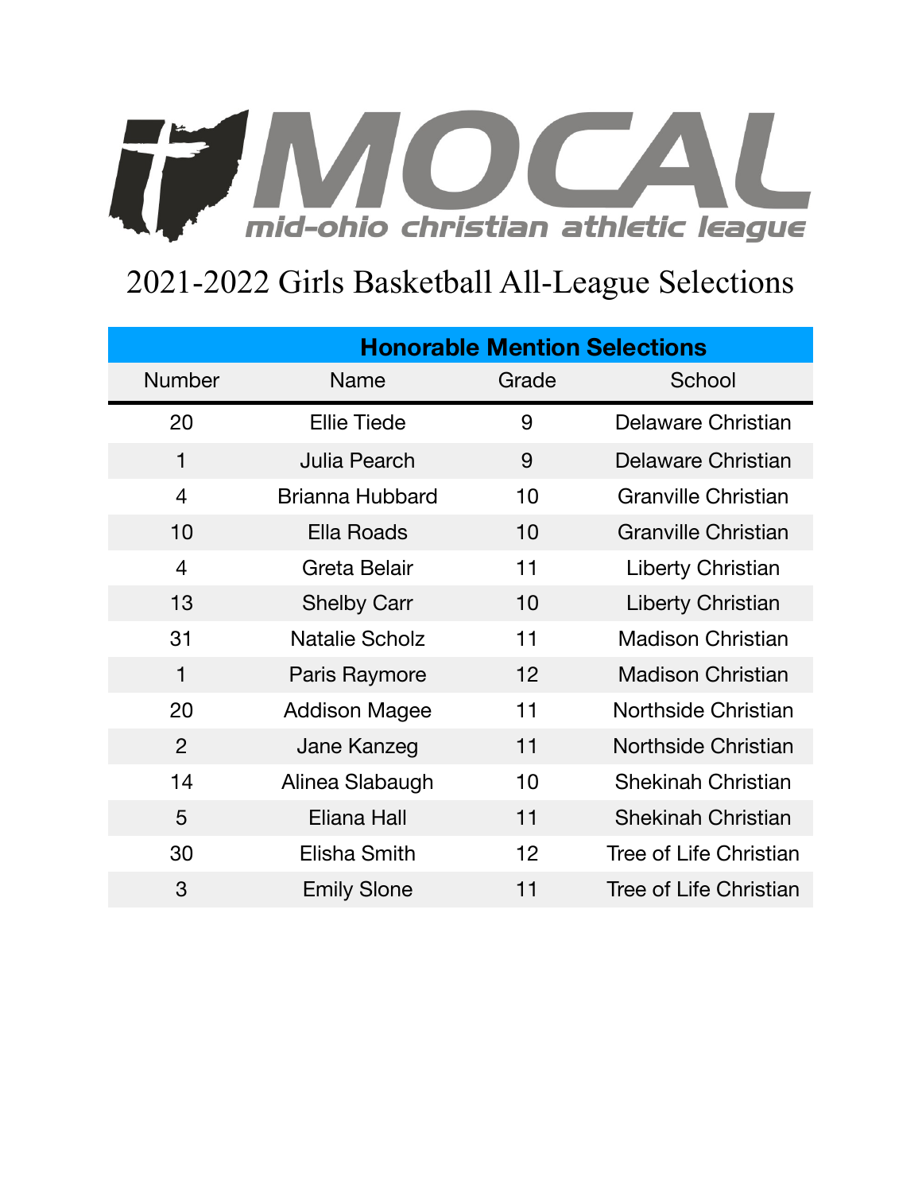MOCAL

mid-ohio christian athletic league

# 2021-2022 Girls Basketball All-League Selections

| Honorable Mention Selections | | | |
|---|---|---|---|
| Number | Name | Grade | School |
| 20 | Ellie Tiede | 9 | Delaware Christian |
| 1 | Julia Pearch | 9 | Delaware Christian |
| 4 | Brianna Hubbard | 10 | Granville Christian |
| 10 | Ella Roads | 10 | Granville Christian |
| 4 | Greta Belair | 11 | Liberty Christian |
| 13 | Shelby Carr | 10 | Liberty Christian |
| 31 | Natalie Scholz | 11 | Madison Christian |
| 1 | Paris Raymore | 12 | Madison Christian |
| 20 | Addison Magee | 11 | Northside Christian |
| 2 | Jane Kanzeg | 11 | Northside Christian |
| 14 | Alinea Slabaugh | 10 | Shekinah Christian |
| 5 | Eliana Hall | 11 | Shekinah Christian |
| 30 | Elisha Smith | 12 | Tree of Life Christian |
| 3 | Emily Slone | 11 | Tree of Life Christian |